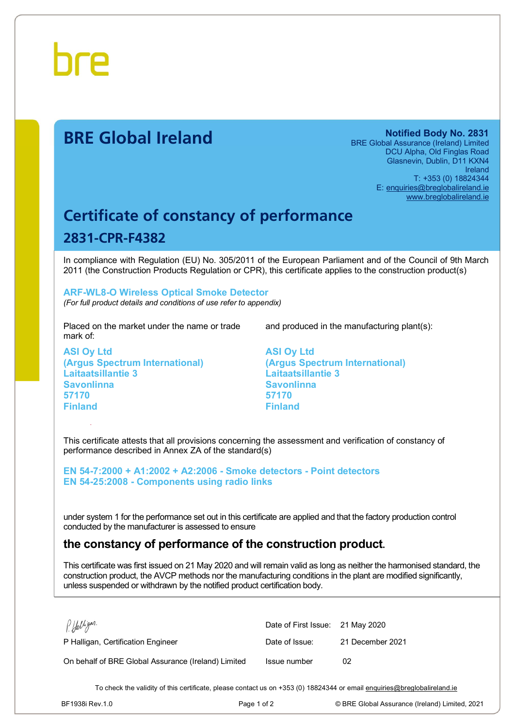bre

# BRE Global Ireland

**Notified Body No. 2831**
BRE Global Assurance (Ireland) Limited
DCU Alpha, Old Finglas Road
Glasnevin, Dublin, D11 KXN4
Ireland
T: +353 (0) 18824344
E: enquiries@breglobalireland.ie
www.breglobalireland.ie

## Certificate of constancy of performance

### 2831-CPR-F4382

In compliance with Regulation (EU) No. 305/2011 of the European Parliament and of the Council of 9th March 2011 (the Construction Products Regulation or CPR), this certificate applies to the construction product(s)

**ARF-WL8-O Wireless Optical Smoke Detector**
*(For full product details and conditions of use refer to appendix)*

Placed on the market under the name or trade mark of:

**ASI Oy Ltd**
**(Argus Spectrum International)**
**Laitaatsillantie 3**
**Savonlinna**
**57170**
**Finland**

and produced in the manufacturing plant(s):

**ASI Oy Ltd**
**(Argus Spectrum International)**
**Laitaatsillantie 3**
**Savonlinna**
**57170**
**Finland**

This certificate attests that all provisions concerning the assessment and verification of constancy of performance described in Annex ZA of the standard(s)

**EN 54-7:2000 + A1:2002 + A2:2006 - Smoke detectors - Point detectors**
**EN 54-25:2008 - Components using radio links**

under system 1 for the performance set out in this certificate are applied and that the factory production control conducted by the manufacturer is assessed to ensure

**the constancy of performance of the construction product.**

This certificate was first issued on 21 May 2020 and will remain valid as long as neither the harmonised standard, the construction product, the AVCP methods nor the manufacturing conditions in the plant are modified significantly, unless suspended or withdrawn by the notified product certification body.

P Halligan, Certification Engineer

On behalf of BRE Global Assurance (Ireland) Limited

| | |
|---|---|
| Date of First Issue: | 21 May 2020 |
| Date of Issue: | 21 December 2021 |
| Issue number | 02 |

To check the validity of this certificate, please contact us on +353 (0) 18824344 or email enquiries@breglobalireland.ie

BF1938i Rev.1.0 © BRE Global Assurance (Ireland) Limited, 2021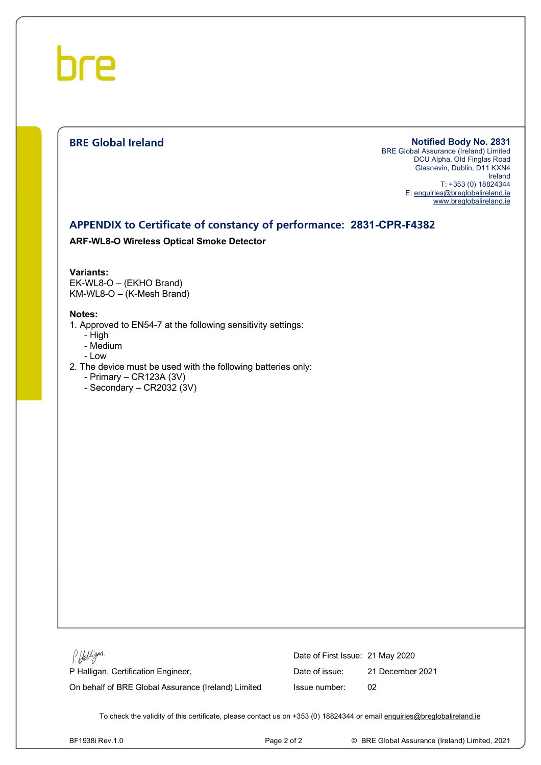bre

## BRE Global Ireland

**Notified Body No. 2831**
BRE Global Assurance (Ireland) Limited
DCU Alpha, Old Finglas Road
Glasnevin, Dublin, D11 KXN4
Ireland
T: +353 (0) 18824344
E: enquiries@breglobalireland.ie
www.breglobalireland.ie

## APPENDIX to Certificate of constancy of performance: 2831-CPR-F4382

**ARF-WL8-O Wireless Optical Smoke Detector**

**Variants:**
EK-WL8-O – (EKHO Brand)
KM-WL8-O – (K-Mesh Brand)

**Notes:**

1. Approved to EN54-7 at the following sensitivity settings:
   - High
   - Medium
   - Low
2. The device must be used with the following batteries only:
   - Primary – CR123A (3V)
   - Secondary – CR2032 (3V)

P Halligan, Certification Engineer,
On behalf of BRE Global Assurance (Ireland) Limited

| | |
|---|---|
| Date of First Issue: | 21 May 2020 |
| Date of issue: | 21 December 2021 |
| Issue number: | 02 |

To check the validity of this certificate, please contact us on +353 (0) 18824344 or email enquiries@breglobalireland.ie

BF1938i Rev.1.0

© BRE Global Assurance (Ireland) Limited, 2021